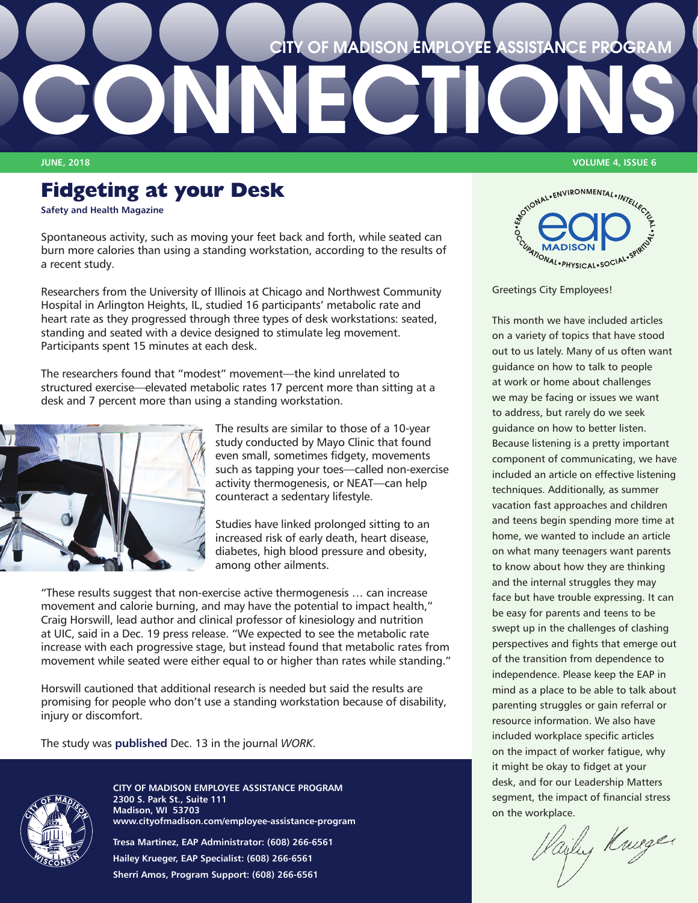# CITY OF MADISON EMPLOYEE ASSISTANCE PROGRAM CONNECTIONS

JUNE, 2018 VOLUME 4, ISSUE 6

## Fidgeting at your Desk

**Safety and Health Magazine**

Spontaneous activity, such as moving your feet back and forth, while seated can burn more calories than using a standing workstation, according to the results of a recent study.

Researchers from the University of Illinois at Chicago and Northwest Community Hospital in Arlington Heights, IL, studied 16 participants' metabolic rate and heart rate as they progressed through three types of desk workstations: seated, standing and seated with a device designed to stimulate leg movement. Participants spent 15 minutes at each desk.

The researchers found that "modest" movement—the kind unrelated to structured exercise—elevated metabolic rates 17 percent more than sitting at a desk and 7 percent more than using a standing workstation.

The results are similar to those of a 10-year study conducted by Mayo Clinic that found even small, sometimes fidgety, movements such as tapping your toes—called non-exercise activity thermogenesis, or NEAT—can help counteract a sedentary lifestyle.

Studies have linked prolonged sitting to an increased risk of early death, heart disease, diabetes, high blood pressure and obesity, among other ailments.

"These results suggest that non-exercise active thermogenesis … can increase movement and calorie burning, and may have the potential to impact health," Craig Horswill, lead author and clinical professor of kinesiology and nutrition at UIC, said in a Dec. 19 press release. "We expected to see the metabolic rate increase with each progressive stage, but instead found that metabolic rates from movement while seated were either equal to or higher than rates while standing."

Horswill cautioned that additional research is needed but said the results are promising for people who don't use a standing workstation because of disability, injury or discomfort.

The study was **published** Dec. 13 in the journal *WORK*.

**CITY OF MADISON EMPLOYEE ASSISTANCE PROGRAM**
**2300 S. Park St., Suite 111**
**Madison, WI 53703**
**www.cityofmadison.com/employee-assistance-program**

**Tresa Martinez, EAP Administrator: (608) 266-6561**
**Hailey Krueger, EAP Specialist: (608) 266-6561**
**Sherri Amos, Program Support: (608) 266-6561**

Greetings City Employees!

This month we have included articles on a variety of topics that have stood out to us lately. Many of us often want guidance on how to talk to people at work or home about challenges we may be facing or issues we want to address, but rarely do we seek guidance on how to better listen. Because listening is a pretty important component of communicating, we have included an article on effective listening techniques. Additionally, as summer vacation fast approaches and children and teens begin spending more time at home, we wanted to include an article on what many teenagers want parents to know about how they are thinking and the internal struggles they may face but have trouble expressing. It can be easy for parents and teens to be swept up in the challenges of clashing perspectives and fights that emerge out of the transition from dependence to independence. Please keep the EAP in mind as a place to be able to talk about parenting struggles or gain referral or resource information. We also have included workplace specific articles on the impact of worker fatigue, why it might be okay to fidget at your desk, and for our Leadership Matters segment, the impact of financial stress on the workplace.

Hailey Krueger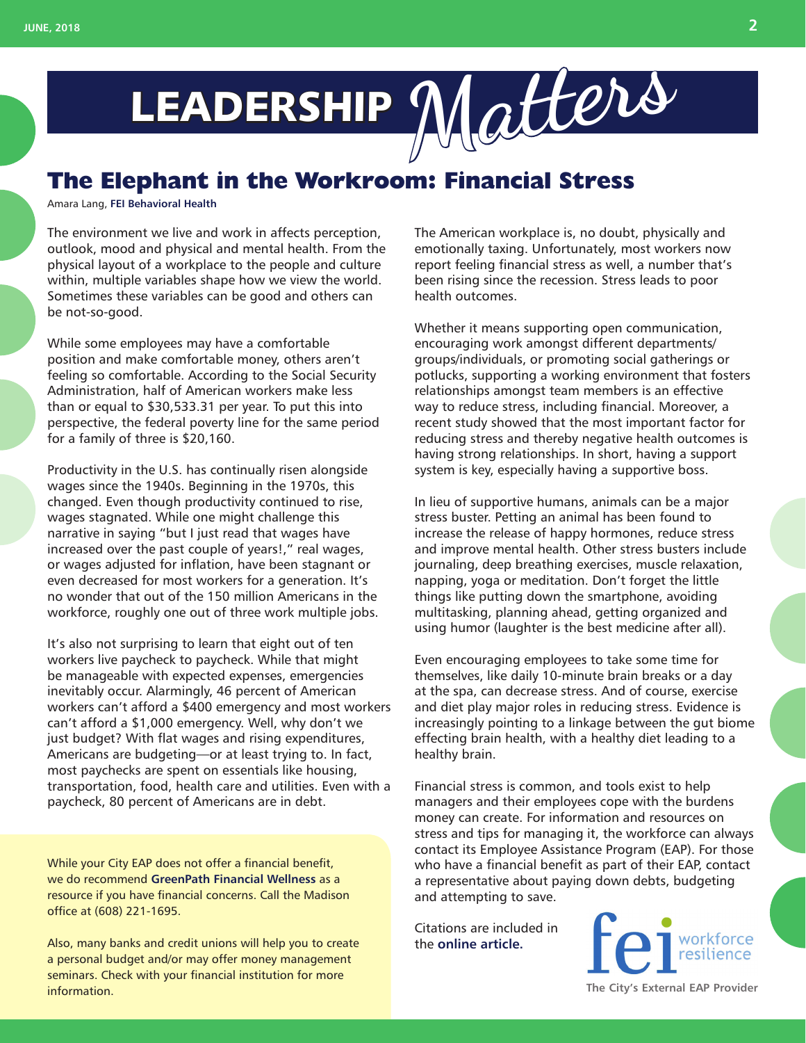# LEADERSHIP Matters

## The Elephant in the Workroom: Financial Stress

Amara Lang, **FEI Behavioral Health**

The environment we live and work in affects perception, outlook, mood and physical and mental health. From the physical layout of a workplace to the people and culture within, multiple variables shape how we view the world. Sometimes these variables can be good and others can be not-so-good.

While some employees may have a comfortable position and make comfortable money, others aren't feeling so comfortable. According to the Social Security Administration, half of American workers make less than or equal to $30,533.31 per year. To put this into perspective, the federal poverty line for the same period for a family of three is $20,160.

Productivity in the U.S. has continually risen alongside wages since the 1940s. Beginning in the 1970s, this changed. Even though productivity continued to rise, wages stagnated. While one might challenge this narrative in saying "but I just read that wages have increased over the past couple of years!," real wages, or wages adjusted for inflation, have been stagnant or even decreased for most workers for a generation. It's no wonder that out of the 150 million Americans in the workforce, roughly one out of three work multiple jobs.

It's also not surprising to learn that eight out of ten workers live paycheck to paycheck. While that might be manageable with expected expenses, emergencies inevitably occur. Alarmingly, 46 percent of American workers can't afford a $400 emergency and most workers can't afford a $1,000 emergency. Well, why don't we just budget? With flat wages and rising expenditures, Americans are budgeting—or at least trying to. In fact, most paychecks are spent on essentials like housing, transportation, food, health care and utilities. Even with a paycheck, 80 percent of Americans are in debt.

While your City EAP does not offer a financial benefit, we do recommend **GreenPath Financial Wellness** as a resource if you have financial concerns. Call the Madison office at (608) 221-1695.

Also, many banks and credit unions will help you to create a personal budget and/or may offer money management seminars. Check with your financial institution for more information.

The American workplace is, no doubt, physically and emotionally taxing. Unfortunately, most workers now report feeling financial stress as well, a number that's been rising since the recession. Stress leads to poor health outcomes.

Whether it means supporting open communication, encouraging work amongst different departments/groups/individuals, or promoting social gatherings or potlucks, supporting a working environment that fosters relationships amongst team members is an effective way to reduce stress, including financial. Moreover, a recent study showed that the most important factor for reducing stress and thereby negative health outcomes is having strong relationships. In short, having a support system is key, especially having a supportive boss.

In lieu of supportive humans, animals can be a major stress buster. Petting an animal has been found to increase the release of happy hormones, reduce stress and improve mental health. Other stress busters include journaling, deep breathing exercises, muscle relaxation, napping, yoga or meditation. Don't forget the little things like putting down the smartphone, avoiding multitasking, planning ahead, getting organized and using humor (laughter is the best medicine after all).

Even encouraging employees to take some time for themselves, like daily 10-minute brain breaks or a day at the spa, can decrease stress. And of course, exercise and diet play major roles in reducing stress. Evidence is increasingly pointing to a linkage between the gut biome effecting brain health, with a healthy diet leading to a healthy brain.

Financial stress is common, and tools exist to help managers and their employees cope with the burdens money can create. For information and resources on stress and tips for managing it, the workforce can always contact its Employee Assistance Program (EAP). For those who have a financial benefit as part of their EAP, contact a representative about paying down debts, budgeting and attempting to save.

Citations are included in the **online article.**

fei workforce resilience

The City's External EAP Provider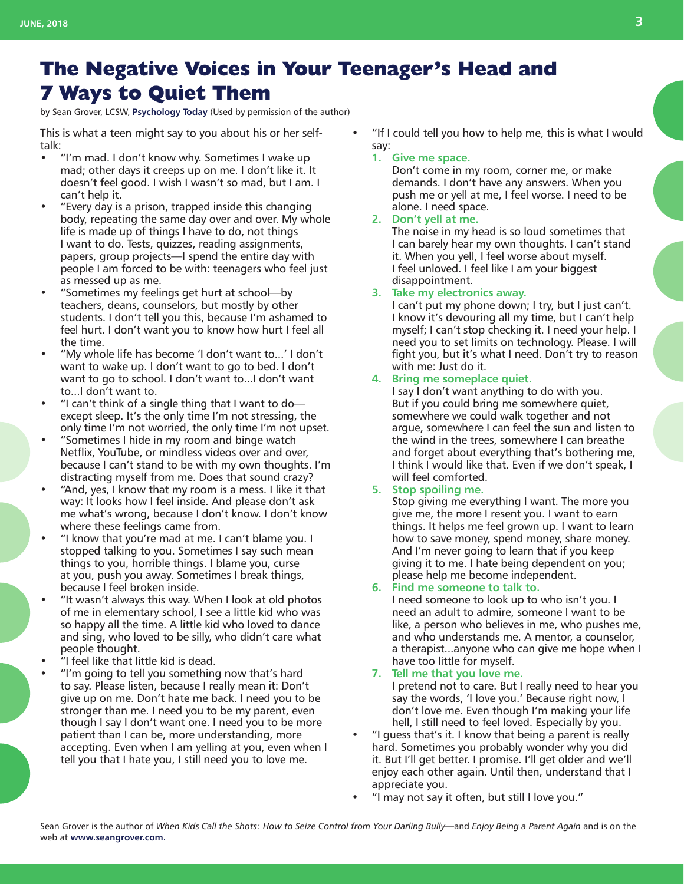# The Negative Voices in Your Teenager's Head and 7 Ways to Quiet Them

by Sean Grover, LCSW, **Psychology Today** (Used by permission of the author)

This is what a teen might say to you about his or her self-talk:

- "I'm mad. I don't know why. Sometimes I wake up mad; other days it creeps up on me. I don't like it. It doesn't feel good. I wish I wasn't so mad, but I am. I can't help it.
- "Every day is a prison, trapped inside this changing body, repeating the same day over and over. My whole life is made up of things I have to do, not things I want to do. Tests, quizzes, reading assignments, papers, group projects—I spend the entire day with people I am forced to be with: teenagers who feel just as messed up as me.
- "Sometimes my feelings get hurt at school—by teachers, deans, counselors, but mostly by other students. I don't tell you this, because I'm ashamed to feel hurt. I don't want you to know how hurt I feel all the time.
- "My whole life has become 'I don't want to...' I don't want to wake up. I don't want to go to bed. I don't want to go to school. I don't want to...I don't want to...I don't want to.
- "I can't think of a single thing that I want to do—except sleep. It's the only time I'm not stressing, the only time I'm not worried, the only time I'm not upset.
- "Sometimes I hide in my room and binge watch Netflix, YouTube, or mindless videos over and over, because I can't stand to be with my own thoughts. I'm distracting myself from me. Does that sound crazy?
- "And, yes, I know that my room is a mess. I like it that way: It looks how I feel inside. And please don't ask me what's wrong, because I don't know. I don't know where these feelings came from.
- "I know that you're mad at me. I can't blame you. I stopped talking to you. Sometimes I say such mean things to you, horrible things. I blame you, curse at you, push you away. Sometimes I break things, because I feel broken inside.
- "It wasn't always this way. When I look at old photos of me in elementary school, I see a little kid who was so happy all the time. A little kid who loved to dance and sing, who loved to be silly, who didn't care what people thought.
- "I feel like that little kid is dead.
- "I'm going to tell you something now that's hard to say. Please listen, because I really mean it: Don't give up on me. Don't hate me back. I need you to be stronger than me. I need you to be my parent, even though I say I don't want one. I need you to be more patient than I can be, more understanding, more accepting. Even when I am yelling at you, even when I tell you that I hate you, I still need you to love me.
- "If I could tell you how to help me, this is what I would say:
  1. **Give me space.**
     Don't come in my room, corner me, or make demands. I don't have any answers. When you push me or yell at me, I feel worse. I need to be alone. I need space.
  2. **Don't yell at me.**
     The noise in my head is so loud sometimes that I can barely hear my own thoughts. I can't stand it. When you yell, I feel worse about myself. I feel unloved. I feel like I am your biggest disappointment.
  3. **Take my electronics away.**
     I can't put my phone down; I try, but I just can't. I know it's devouring all my time, but I can't help myself; I can't stop checking it. I need your help. I need you to set limits on technology. Please. I will fight you, but it's what I need. Don't try to reason with me: Just do it.
  4. **Bring me someplace quiet.**
     I say I don't want anything to do with you. But if you could bring me somewhere quiet, somewhere we could walk together and not argue, somewhere I can feel the sun and listen to the wind in the trees, somewhere I can breathe and forget about everything that's bothering me, I think I would like that. Even if we don't speak, I will feel comforted.
  5. **Stop spoiling me.**
     Stop giving me everything I want. The more you give me, the more I resent you. I want to earn things. It helps me feel grown up. I want to learn how to save money, spend money, share money. And I'm never going to learn that if you keep giving it to me. I hate being dependent on you; please help me become independent.
  6. **Find me someone to talk to.**
     I need someone to look up to who isn't you. I need an adult to admire, someone I want to be like, a person who believes in me, who pushes me, and who understands me. A mentor, a counselor, a therapist...anyone who can give me hope when I have too little for myself.
  7. **Tell me that you love me.**
     I pretend not to care. But I really need to hear you say the words, 'I love you.' Because right now, I don't love me. Even though I'm making your life hell, I still need to feel loved. Especially by you.
- "I guess that's it. I know that being a parent is really hard. Sometimes you probably wonder why you did it. But I'll get better. I promise. I'll get older and we'll enjoy each other again. Until then, understand that I appreciate you.
- "I may not say it often, but still I love you."

Sean Grover is the author of *When Kids Call the Shots: How to Seize Control from Your Darling Bully*—and *Enjoy Being a Parent Again* and is on the web at **www.seangrover.com.**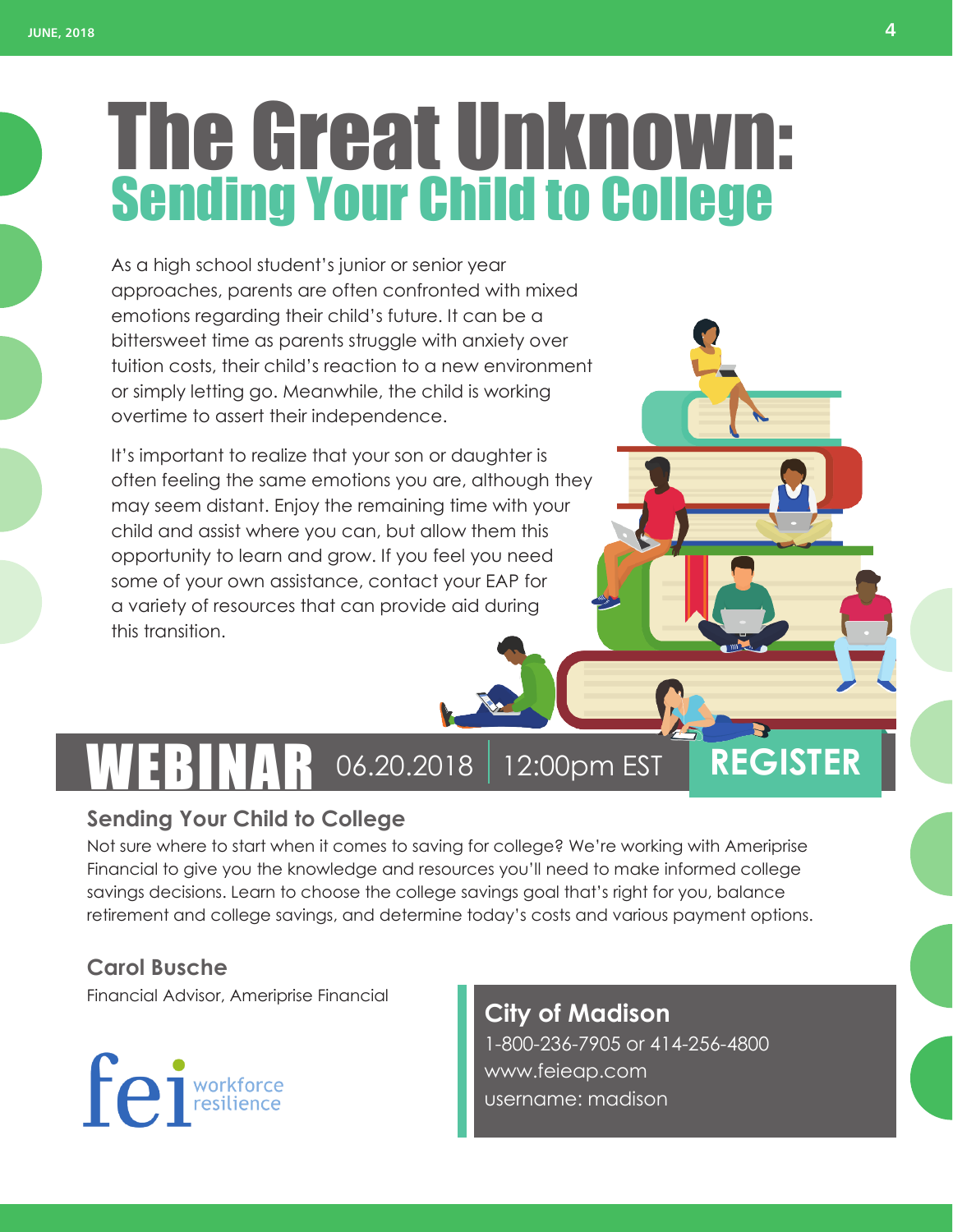# The Great Unknown:
## Sending Your Child to College

As a high school student's junior or senior year approaches, parents are often confronted with mixed emotions regarding their child's future. It can be a bittersweet time as parents struggle with anxiety over tuition costs, their child's reaction to a new environment or simply letting go. Meanwhile, the child is working overtime to assert their independence.

It's important to realize that your son or daughter is often feeling the same emotions you are, although they may seem distant. Enjoy the remaining time with your child and assist where you can, but allow them this opportunity to learn and grow. If you feel you need some of your own assistance, contact your EAP for a variety of resources that can provide aid during this transition.

**WEBINAR** 06.20.2018 | 12:00pm EST **REGISTER**

### Sending Your Child to College

Not sure where to start when it comes to saving for college? We're working with Ameriprise Financial to give you the knowledge and resources you'll need to make informed college savings decisions. Learn to choose the college savings goal that's right for you, balance retirement and college savings, and determine today's costs and various payment options.

**Carol Busche**
Financial Advisor, Ameriprise Financial

fei workforce resilience

**City of Madison**
1-800-236-7905 or 414-256-4800
www.feieap.com
username: madison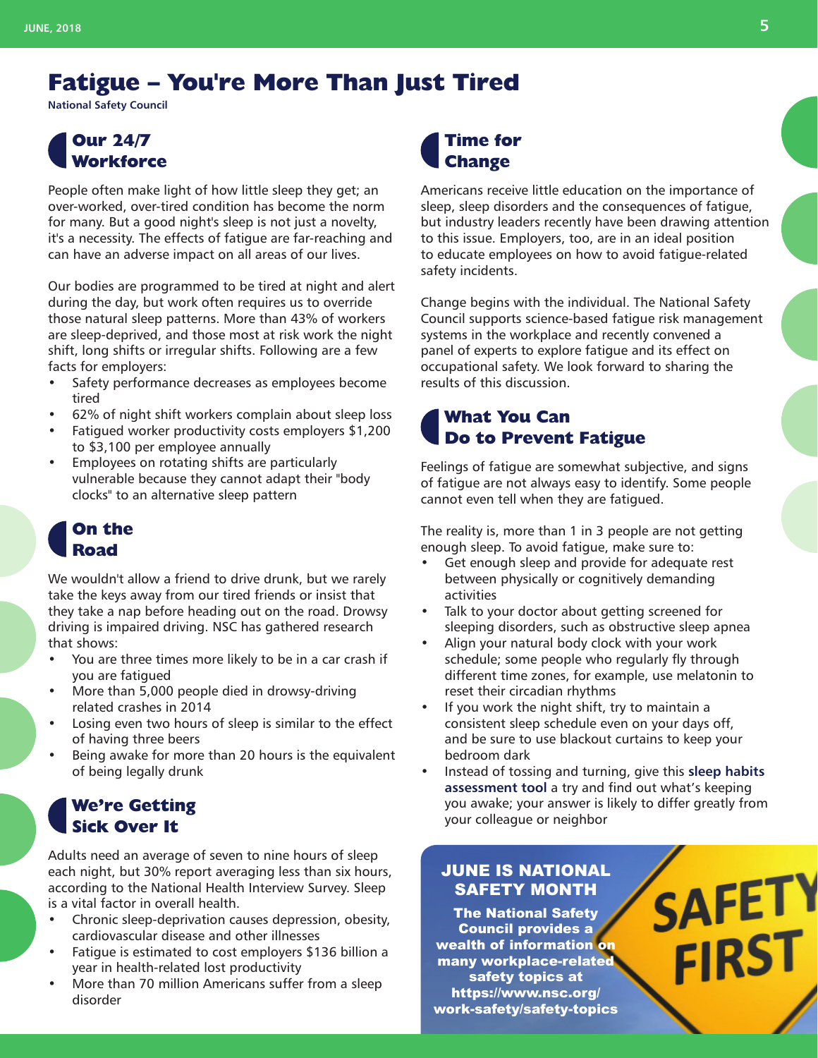# Fatigue – You're More Than Just Tired

**National Safety Council**

## Our 24/7 Workforce

People often make light of how little sleep they get; an over-worked, over-tired condition has become the norm for many. But a good night's sleep is not just a novelty, it's a necessity. The effects of fatigue are far-reaching and can have an adverse impact on all areas of our lives.

Our bodies are programmed to be tired at night and alert during the day, but work often requires us to override those natural sleep patterns. More than 43% of workers are sleep-deprived, and those most at risk work the night shift, long shifts or irregular shifts. Following are a few facts for employers:

- Safety performance decreases as employees become tired
- 62% of night shift workers complain about sleep loss
- Fatigued worker productivity costs employers $1,200 to $3,100 per employee annually
- Employees on rotating shifts are particularly vulnerable because they cannot adapt their "body clocks" to an alternative sleep pattern

## On the Road

We wouldn't allow a friend to drive drunk, but we rarely take the keys away from our tired friends or insist that they take a nap before heading out on the road. Drowsy driving is impaired driving. NSC has gathered research that shows:

- You are three times more likely to be in a car crash if you are fatigued
- More than 5,000 people died in drowsy-driving related crashes in 2014
- Losing even two hours of sleep is similar to the effect of having three beers
- Being awake for more than 20 hours is the equivalent of being legally drunk

## We're Getting Sick Over It

Adults need an average of seven to nine hours of sleep each night, but 30% report averaging less than six hours, according to the National Health Interview Survey. Sleep is a vital factor in overall health.

- Chronic sleep-deprivation causes depression, obesity, cardiovascular disease and other illnesses
- Fatigue is estimated to cost employers $136 billion a year in health-related lost productivity
- More than 70 million Americans suffer from a sleep disorder

## Time for Change

Americans receive little education on the importance of sleep, sleep disorders and the consequences of fatigue, but industry leaders recently have been drawing attention to this issue. Employers, too, are in an ideal position to educate employees on how to avoid fatigue-related safety incidents.

Change begins with the individual. The National Safety Council supports science-based fatigue risk management systems in the workplace and recently convened a panel of experts to explore fatigue and its effect on occupational safety. We look forward to sharing the results of this discussion.

## What You Can Do to Prevent Fatigue

Feelings of fatigue are somewhat subjective, and signs of fatigue are not always easy to identify. Some people cannot even tell when they are fatigued.

The reality is, more than 1 in 3 people are not getting enough sleep. To avoid fatigue, make sure to:

- Get enough sleep and provide for adequate rest between physically or cognitively demanding activities
- Talk to your doctor about getting screened for sleeping disorders, such as obstructive sleep apnea
- Align your natural body clock with your work schedule; some people who regularly fly through different time zones, for example, use melatonin to reset their circadian rhythms
- If you work the night shift, try to maintain a consistent sleep schedule even on your days off, and be sure to use blackout curtains to keep your bedroom dark
- Instead of tossing and turning, give this **sleep habits assessment tool** a try and find out what's keeping you awake; your answer is likely to differ greatly from your colleague or neighbor

**JUNE IS NATIONAL SAFETY MONTH**

**The National Safety Council provides a wealth of information on many workplace-related safety topics at https://www.nsc.org/work-safety/safety-topics**

SAFETY FIRST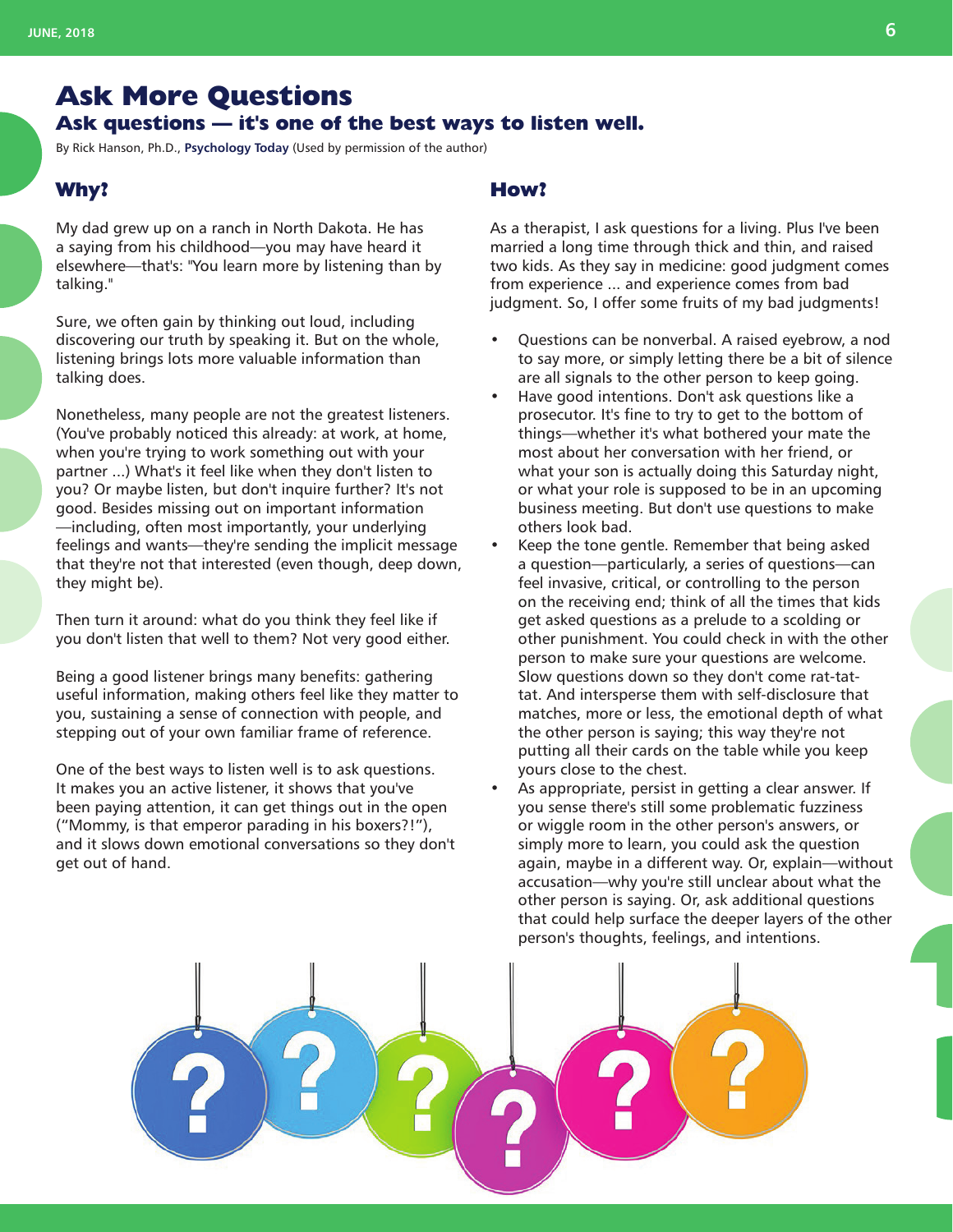# Ask More Questions

## Ask questions — it's one of the best ways to listen well.

By Rick Hanson, Ph.D., **Psychology Today** (Used by permission of the author)

### Why?

My dad grew up on a ranch in North Dakota. He has a saying from his childhood—you may have heard it elsewhere—that's: "You learn more by listening than by talking."

Sure, we often gain by thinking out loud, including discovering our truth by speaking it. But on the whole, listening brings lots more valuable information than talking does.

Nonetheless, many people are not the greatest listeners. (You've probably noticed this already: at work, at home, when you're trying to work something out with your partner ...) What's it feel like when they don't listen to you? Or maybe listen, but don't inquire further? It's not good. Besides missing out on important information —including, often most importantly, your underlying feelings and wants—they're sending the implicit message that they're not that interested (even though, deep down, they might be).

Then turn it around: what do you think they feel like if you don't listen that well to them? Not very good either.

Being a good listener brings many benefits: gathering useful information, making others feel like they matter to you, sustaining a sense of connection with people, and stepping out of your own familiar frame of reference.

One of the best ways to listen well is to ask questions. It makes you an active listener, it shows that you've been paying attention, it can get things out in the open ("Mommy, is that emperor parading in his boxers?!"), and it slows down emotional conversations so they don't get out of hand.

### How?

As a therapist, I ask questions for a living. Plus I've been married a long time through thick and thin, and raised two kids. As they say in medicine: good judgment comes from experience ... and experience comes from bad judgment. So, I offer some fruits of my bad judgments!

- Questions can be nonverbal. A raised eyebrow, a nod to say more, or simply letting there be a bit of silence are all signals to the other person to keep going.
- Have good intentions. Don't ask questions like a prosecutor. It's fine to try to get to the bottom of things—whether it's what bothered your mate the most about her conversation with her friend, or what your son is actually doing this Saturday night, or what your role is supposed to be in an upcoming business meeting. But don't use questions to make others look bad.
- Keep the tone gentle. Remember that being asked a question—particularly, a series of questions—can feel invasive, critical, or controlling to the person on the receiving end; think of all the times that kids get asked questions as a prelude to a scolding or other punishment. You could check in with the other person to make sure your questions are welcome. Slow questions down so they don't come rat-tat-tat. And intersperse them with self-disclosure that matches, more or less, the emotional depth of what the other person is saying; this way they're not putting all their cards on the table while you keep yours close to the chest.
- As appropriate, persist in getting a clear answer. If you sense there's still some problematic fuzziness or wiggle room in the other person's answers, or simply more to learn, you could ask the question again, maybe in a different way. Or, explain—without accusation—why you're still unclear about what the other person is saying. Or, ask additional questions that could help surface the deeper layers of the other person's thoughts, feelings, and intentions.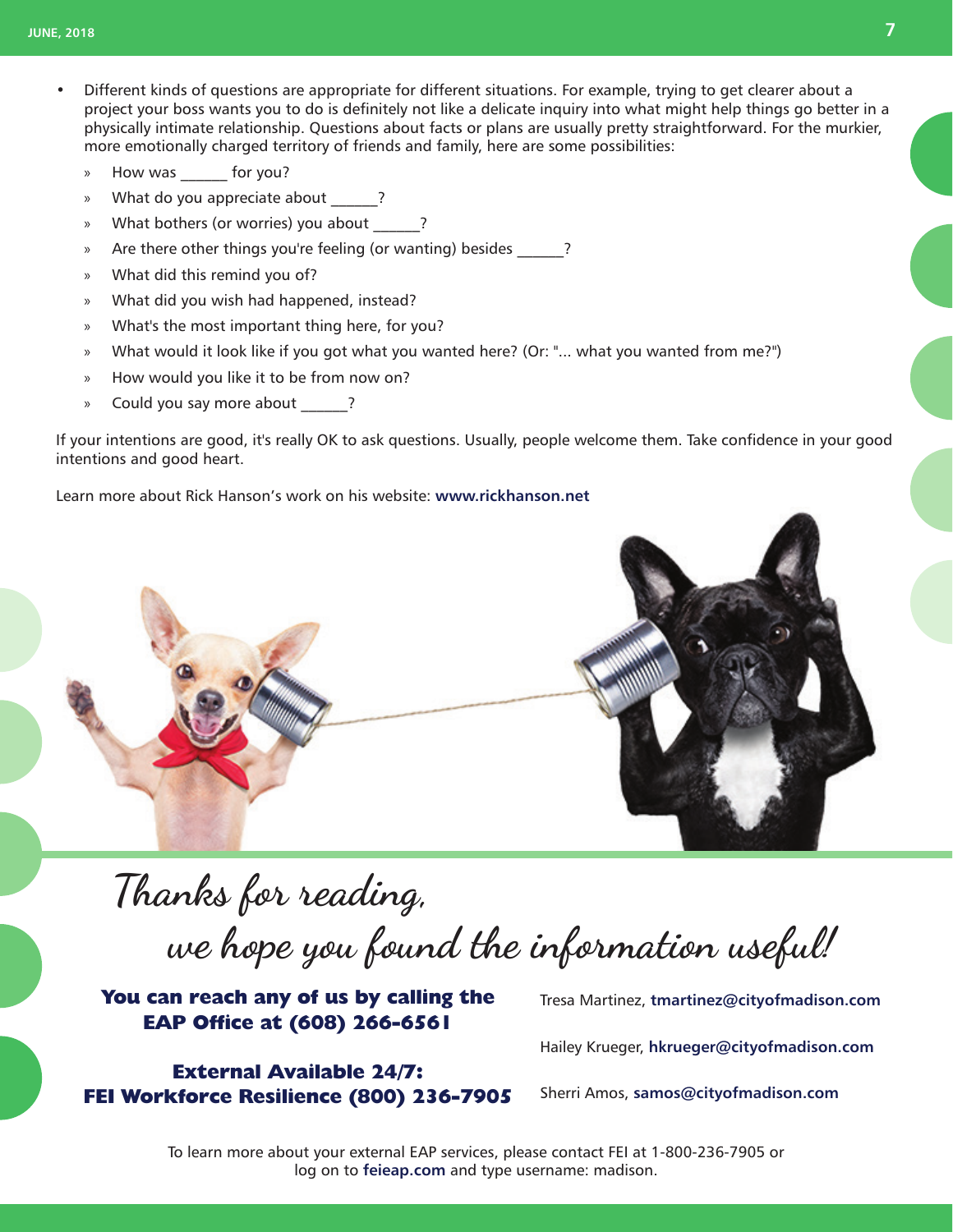- Different kinds of questions are appropriate for different situations. For example, trying to get clearer about a project your boss wants you to do is definitely not like a delicate inquiry into what might help things go better in a physically intimate relationship. Questions about facts or plans are usually pretty straightforward. For the murkier, more emotionally charged territory of friends and family, here are some possibilities:
  - How was ______ for you?
  - What do you appreciate about ______?
  - What bothers (or worries) you about ______?
  - Are there other things you're feeling (or wanting) besides ______?
  - What did this remind you of?
  - What did you wish had happened, instead?
  - What's the most important thing here, for you?
  - What would it look like if you got what you wanted here? (Or: "... what you wanted from me?")
  - How would you like it to be from now on?
  - Could you say more about ______?

If your intentions are good, it's really OK to ask questions. Usually, people welcome them. Take confidence in your good intentions and good heart.

Learn more about Rick Hanson's work on his website: **www.rickhanson.net**

## *Thanks for reading, we hope you found the information useful!*

**You can reach any of us by calling the EAP Office at (608) 266-6561**

**External Available 24/7: FEI Workforce Resilience (800) 236-7905**

Tresa Martinez, **tmartinez@cityofmadison.com**

Hailey Krueger, **hkrueger@cityofmadison.com**

Sherri Amos, **samos@cityofmadison.com**

To learn more about your external EAP services, please contact FEI at 1-800-236-7905 or log on to **feieap.com** and type username: madison.